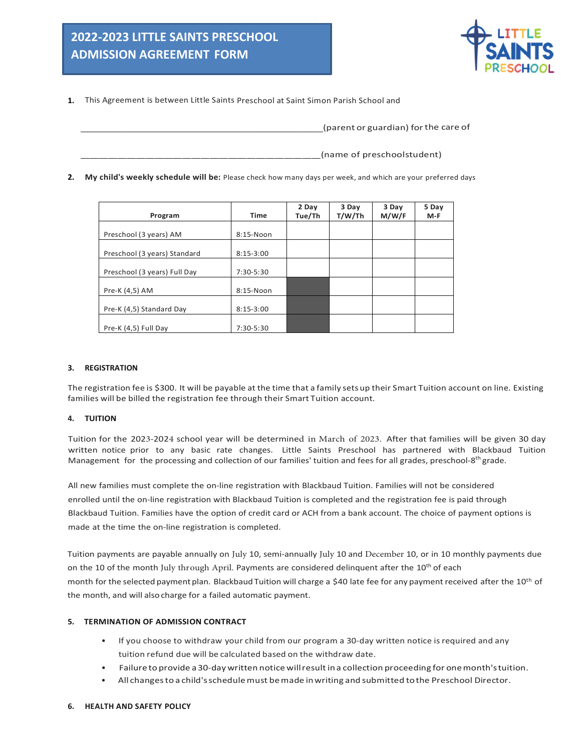# 2022-2023 LITTLE SAINTS PRESCHOOL ADMISSION AGREEMENT FORM

**1.** This Agreement is between Little Saints Preschool at Saint Simon Parish School and

__________________________________________________(parent or guardian) for the care of

__________________________________________________(name of preschoolstudent)

**2. My child's weekly schedule will be:** Please check how many days per week, and which are your preferred days

| Program | Time | 2 Day Tue/Th | 3 Day T/W/Th | 3 Day M/W/F | 5 Day M-F |
|---|---|---|---|---|---|
| Preschool (3 years) AM | 8:15-Noon | | | | |
| Preschool (3 years) Standard | 8:15-3:00 | | | | |
| Preschool (3 years) Full Day | 7:30-5:30 | | | | |
| Pre-K (4,5) AM | 8:15-Noon | | | | |
| Pre-K (4,5) Standard Day | 8:15-3:00 | | | | |
| Pre-K (4,5) Full Day | 7:30-5:30 | | | | |

### 3. REGISTRATION

The registration fee is $300. It will be payable at the time that a family sets up their Smart Tuition account on line. Existing families will be billed the registration fee through their Smart Tuition account.

### 4. TUITION

Tuition for the 2023-2024 school year will be determined in March of 2023. After that families will be given 30 day written notice prior to any basic rate changes. Little Saints Preschool has partnered with Blackbaud Tuition Management for the processing and collection of our families' tuition and fees for all grades, preschool-8th grade.

All new families must complete the on-line registration with Blackbaud Tuition. Families will not be considered enrolled until the on-line registration with Blackbaud Tuition is completed and the registration fee is paid through Blackbaud Tuition. Families have the option of credit card or ACH from a bank account. The choice of payment options is made at the time the on-line registration is completed.

Tuition payments are payable annually on July 10, semi-annually July 10 and December 10, or in 10 monthly payments due on the 10 of the month July through April. Payments are considered delinquent after the 10th of each month for the selected payment plan. Blackbaud Tuition will charge a $40 late fee for any payment received after the 10th of the month, and will also charge for a failed automatic payment.

### 5. TERMINATION OF ADMISSION CONTRACT

- If you choose to withdraw your child from our program a 30-day written notice is required and any tuition refund due will be calculated based on the withdraw date.
- Failure to provide a 30-day written notice will result in a collection proceeding for one month's tuition.
- All changes to a child's schedule must be made in writing and submitted to the Preschool Director.

### 6. HEALTH AND SAFETY POLICY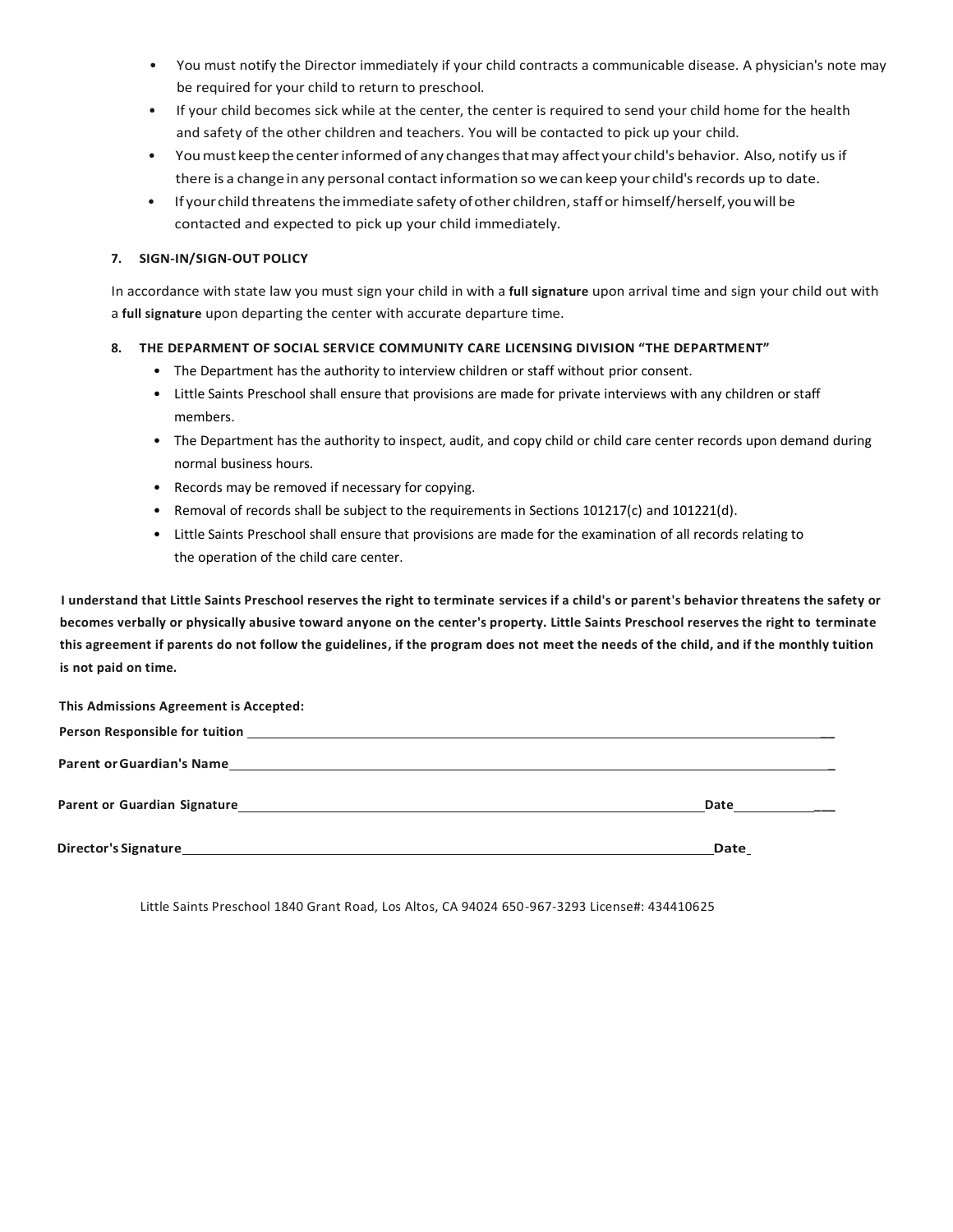- You must notify the Director immediately if your child contracts a communicable disease. A physician's note may be required for your child to return to preschool.
- If your child becomes sick while at the center, the center is required to send your child home for the health and safety of the other children and teachers. You will be contacted to pick up your child.
- You must keep the center informed of any changes that may affect your child's behavior. Also, notify us if there is a change in any personal contact information so we can keep your child's records up to date.
- If your child threatens the immediate safety of other children, staff or himself/herself, you will be contacted and expected to pick up your child immediately.

**7. SIGN-IN/SIGN-OUT POLICY**

In accordance with state law you must sign your child in with a **full signature** upon arrival time and sign your child out with a **full signature** upon departing the center with accurate departure time.

**8. THE DEPARMENT OF SOCIAL SERVICE COMMUNITY CARE LICENSING DIVISION "THE DEPARTMENT"**

- The Department has the authority to interview children or staff without prior consent.
- Little Saints Preschool shall ensure that provisions are made for private interviews with any children or staff members.
- The Department has the authority to inspect, audit, and copy child or child care center records upon demand during normal business hours.
- Records may be removed if necessary for copying.
- Removal of records shall be subject to the requirements in Sections 101217(c) and 101221(d).
- Little Saints Preschool shall ensure that provisions are made for the examination of all records relating to the operation of the child care center.

**I understand that Little Saints Preschool reserves the right to terminate services if a child's or parent's behavior threatens the safety or becomes verbally or physically abusive toward anyone on the center's property. Little Saints Preschool reserves the right to terminate this agreement if parents do not follow the guidelines, if the program does not meet the needs of the child, and if the monthly tuition is not paid on time.**

**This Admissions Agreement is Accepted:**

**Person Responsible for tuition** ______________________________

**Parent or Guardian's Name** ______________________________

**Parent or Guardian Signature** ______________________________ **Date** __________

**Director's Signature** ______________________________ **Date** __________

Little Saints Preschool 1840 Grant Road, Los Altos, CA 94024 650-967-3293 License#: 434410625